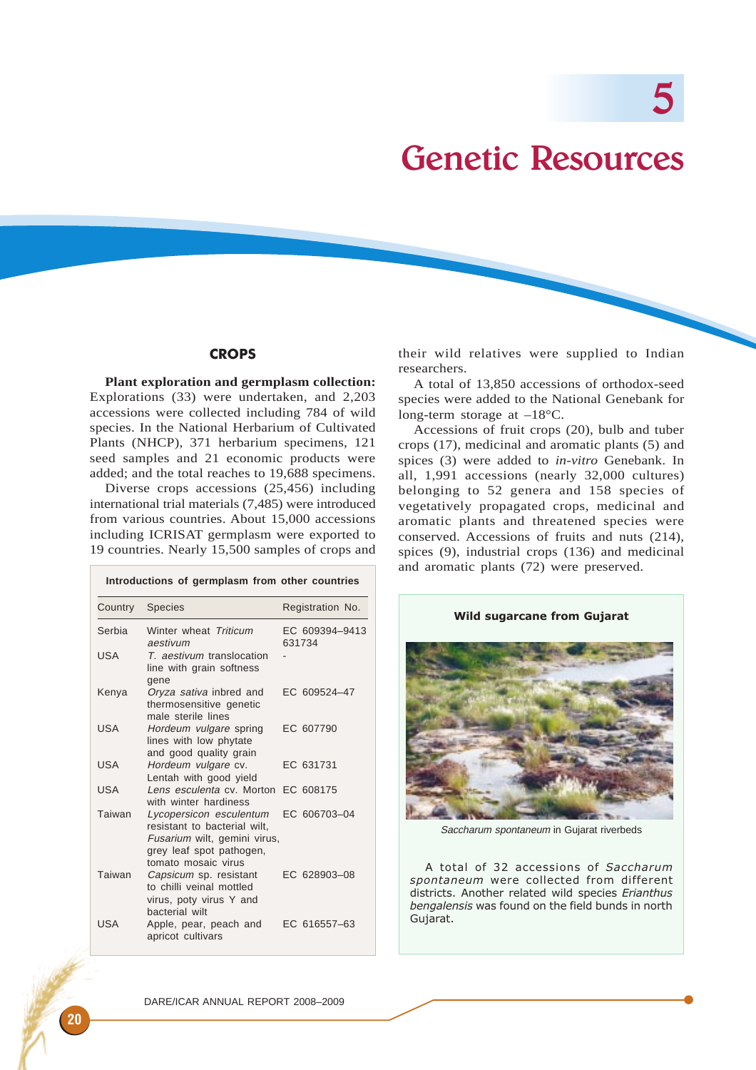# 5

# Genetic Resources

## CROPS

**Plant exploration and germplasm collection:** Explorations (33) were undertaken, and 2,203 accessions were collected including 784 of wild species. In the National Herbarium of Cultivated Plants (NHCP), 371 herbarium specimens, 121 seed samples and 21 economic products were added; and the total reaches to 19,688 specimens.

Diverse crops accessions (25,456) including international trial materials (7,485) were introduced from various countries. About 15,000 accessions including ICRISAT germplasm were exported to 19 countries. Nearly 15,500 samples of crops and their wild relatives were supplied to Indian researchers.

A total of 13,850 accessions of orthodox-seed species were added to the National Genebank for long-term storage at –18°C.

Accessions of fruit crops (20), bulb and tuber crops (17), medicinal and aromatic plants (5) and spices (3) were added to *in-vitro* Genebank. In all, 1,991 accessions (nearly 32,000 cultures) belonging to 52 genera and 158 species of vegetatively propagated crops, medicinal and aromatic plants and threatened species were conserved. Accessions of fruits and nuts (214), spices (9), industrial crops (136) and medicinal and aromatic plants (72) were preserved.

**Introductions of germplasm from other countries**

| Country | Species | Registration No. |
|---|---|---|
| Serbia | Winter wheat *Triticum aestivum* | EC 609394–9413 631734 |
| USA | *T. aestivum* translocation line with grain softness gene | - |
| Kenya | *Oryza sativa* inbred and thermosensitive genetic male sterile lines | EC 609524–47 |
| USA | *Hordeum vulgare* spring lines with low phytate and good quality grain | EC 607790 |
| USA | *Hordeum vulgare* cv. Lentah with good yield | EC 631731 |
| USA | *Lens esculenta* cv. Morton with winter hardiness | EC 608175 |
| Taiwan | *Lycopersicon esculentum* resistant to bacterial wilt, *Fusarium* wilt, gemini virus, grey leaf spot pathogen, tomato mosaic virus | EC 606703–04 |
| Taiwan | *Capsicum* sp. resistant to chilli veinal mottled virus, poty virus Y and bacterial wilt | EC 628903–08 |
| USA | Apple, pear, peach and apricot cultivars | EC 616557–63 |

**Wild sugarcane from Gujarat**

*Saccharum spontaneum* in Gujarat riverbeds

A total of 32 accessions of *Saccharum spontaneum* were collected from different districts. Another related wild species *Erianthus bengalensis* was found on the field bunds in north Gujarat.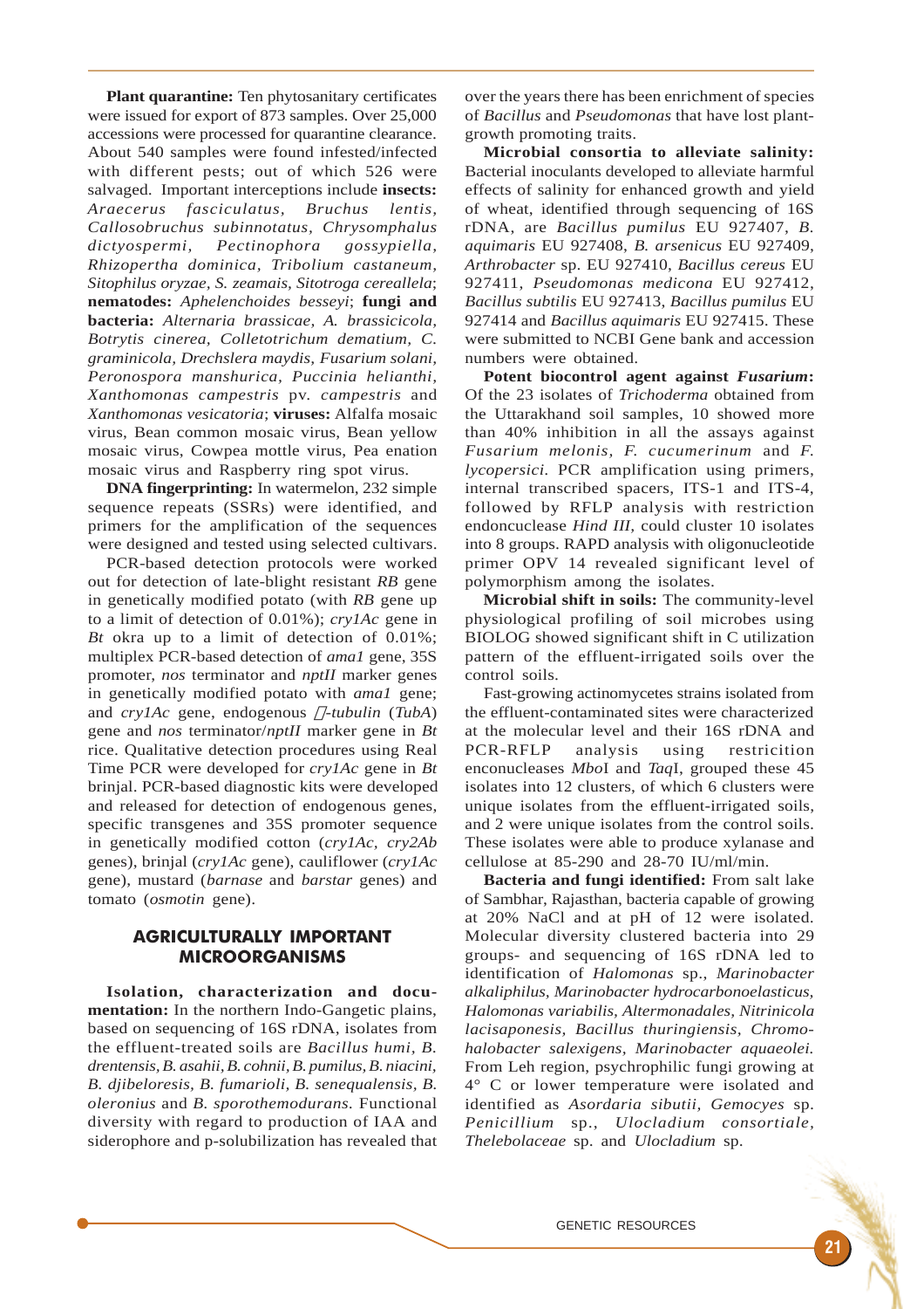**Plant quarantine:** Ten phytosanitary certificates were issued for export of 873 samples. Over 25,000 accessions were processed for quarantine clearance. About 540 samples were found infested/infected with different pests; out of which 526 were salvaged. Important interceptions include **insects:** *Araecerus fasciculatus, Bruchus lentis, Callosobruchus subinnotatus, Chrysomphalus dictyospermi, Pectinophora gossypiella, Rhizopertha dominica, Tribolium castaneum, Sitophilus oryzae, S. zeamais, Sitotroga cereallela*; **nematodes:** *Aphelenchoides besseyi*; **fungi and bacteria:** *Alternaria brassicae, A. brassicicola, Botrytis cinerea, Colletotrichum dematium, C. graminicola, Drechslera maydis, Fusarium solani, Peronospora manshurica, Puccinia helianthi, Xanthomonas campestris* pv. *campestris* and *Xanthomonas vesicatoria*; **viruses:** Alfalfa mosaic virus, Bean common mosaic virus, Bean yellow mosaic virus, Cowpea mottle virus, Pea enation mosaic virus and Raspberry ring spot virus.

**DNA fingerprinting:** In watermelon, 232 simple sequence repeats (SSRs) were identified, and primers for the amplification of the sequences were designed and tested using selected cultivars.

PCR-based detection protocols were worked out for detection of late-blight resistant *RB* gene in genetically modified potato (with *RB* gene up to a limit of detection of 0.01%); *cry1Ac* gene in *Bt* okra up to a limit of detection of 0.01%; multiplex PCR-based detection of *ama1* gene, 35S promoter, *nos* terminator and *nptII* marker genes in genetically modified potato with *ama1* gene; and *cry1Ac* gene, endogenous $\beta$-*tubulin* (*TubA*) gene and *nos* terminator/*nptII* marker gene in *Bt* rice. Qualitative detection procedures using Real Time PCR were developed for *cry1Ac* gene in *Bt* brinjal. PCR-based diagnostic kits were developed and released for detection of endogenous genes, specific transgenes and 35S promoter sequence in genetically modified cotton (*cry1Ac, cry2Ab* genes), brinjal (*cry1Ac* gene), cauliflower (*cry1Ac* gene), mustard (*barnase* and *barstar* genes) and tomato (*osmotin* gene).

## AGRICULTURALLY IMPORTANT MICROORGANISMS

**Isolation, characterization and documentation:** In the northern Indo-Gangetic plains, based on sequencing of 16S rDNA, isolates from the effluent-treated soils are *Bacillus humi, B. drentensis, B. asahii, B. cohnii, B. pumilus, B. niacini, B. djibeloresis, B. fumarioli, B. senequalensis, B. oleronius* and *B. sporothemodurans*. Functional diversity with regard to production of IAA and siderophore and p-solubilization has revealed that over the years there has been enrichment of species of *Bacillus* and *Pseudomonas* that have lost plant-growth promoting traits.

**Microbial consortia to alleviate salinity:** Bacterial inoculants developed to alleviate harmful effects of salinity for enhanced growth and yield of wheat, identified through sequencing of 16S rDNA, are *Bacillus pumilus* EU 927407, *B. aquimaris* EU 927408, *B. arsenicus* EU 927409, *Arthrobacter* sp. EU 927410, *Bacillus cereus* EU 927411, *Pseudomonas medicona* EU 927412, *Bacillus subtilis* EU 927413, *Bacillus pumilus* EU 927414 and *Bacillus aquimaris* EU 927415. These were submitted to NCBI Gene bank and accession numbers were obtained.

**Potent biocontrol agent against *Fusarium*:** Of the 23 isolates of *Trichoderma* obtained from the Uttarakhand soil samples, 10 showed more than 40% inhibition in all the assays against *Fusarium melonis, F. cucumerinum* and *F. lycopersici*. PCR amplification using primers, internal transcribed spacers, ITS-1 and ITS-4, followed by RFLP analysis with restriction endoncuclease *Hind III,* could cluster 10 isolates into 8 groups. RAPD analysis with oligonucleotide primer OPV 14 revealed significant level of polymorphism among the isolates.

**Microbial shift in soils:** The community-level physiological profiling of soil microbes using BIOLOG showed significant shift in C utilization pattern of the effluent-irrigated soils over the control soils.

Fast-growing actinomycetes strains isolated from the effluent-contaminated sites were characterized at the molecular level and their 16S rDNA and PCR-RFLP analysis using restricition enconucleases *Mbo*I and *Taq*I, grouped these 45 isolates into 12 clusters, of which 6 clusters were unique isolates from the effluent-irrigated soils, and 2 were unique isolates from the control soils. These isolates were able to produce xylanase and cellulose at 85-290 and 28-70 IU/ml/min.

**Bacteria and fungi identified:** From salt lake of Sambhar, Rajasthan, bacteria capable of growing at 20% NaCl and at pH of 12 were isolated. Molecular diversity clustered bacteria into 29 groups- and sequencing of 16S rDNA led to identification of *Halomonas* sp., *Marinobacter alkaliphilus, Marinobacter hydrocarbonoelasticus, Halomonas variabilis, Altermonadales, Nitrinicola lacisaponesis, Bacillus thuringiensis, Chromohalobacter salexigens, Marinobacter aquaeolei.* From Leh region, psychrophilic fungi growing at 4° C or lower temperature were isolated and identified as *Asordaria sibutii, Gemocyes* sp. *Penicillium* sp., *Ulocladium consortiale, Thelebolaceae* sp. and *Ulocladium* sp.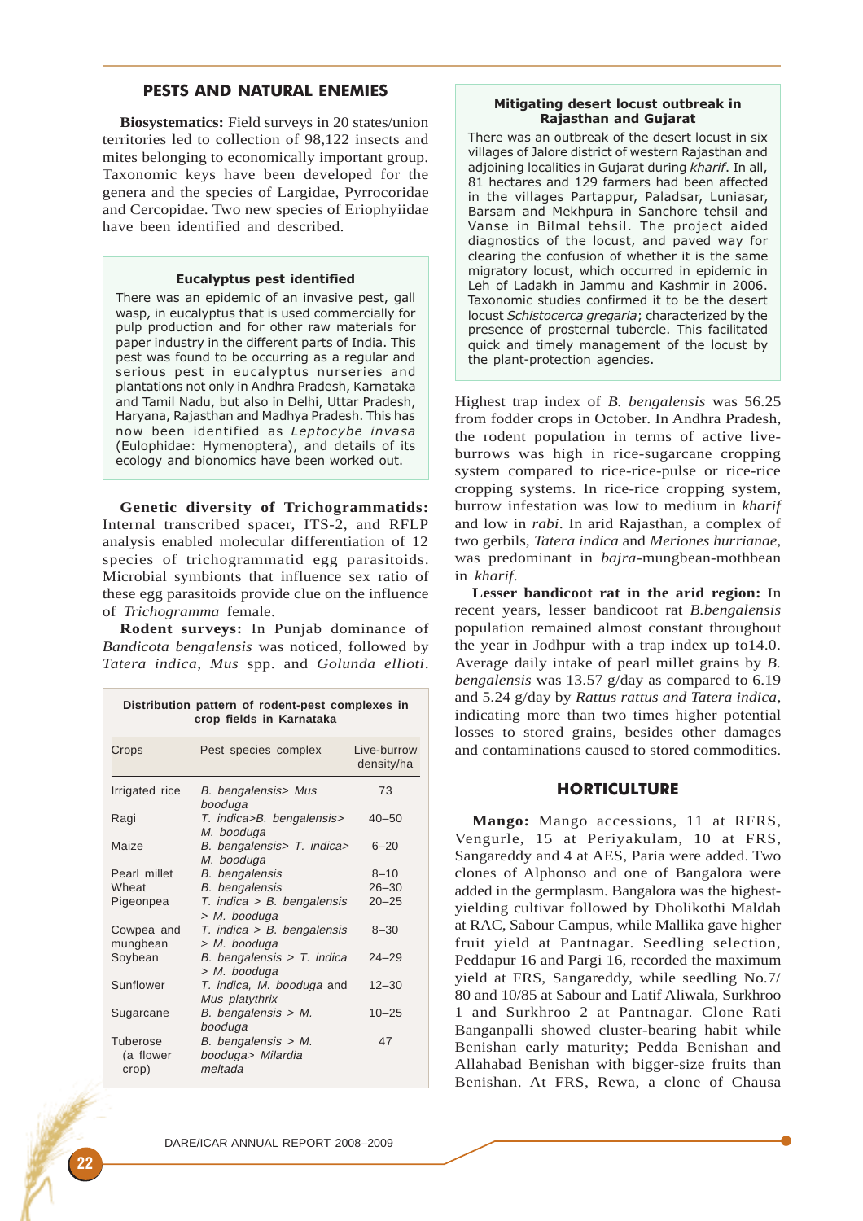## PESTS AND NATURAL ENEMIES

**Biosystematics:** Field surveys in 20 states/union territories led to collection of 98,122 insects and mites belonging to economically important group. Taxonomic keys have been developed for the genera and the species of Largidae, Pyrrocoridae and Cercopidae. Two new species of Eriophyiidae have been identified and described.

> **Eucalyptus pest identified**
>
> There was an epidemic of an invasive pest, gall wasp, in eucalyptus that is used commercially for pulp production and for other raw materials for paper industry in the different parts of India. This pest was found to be occurring as a regular and serious pest in eucalyptus nurseries and plantations not only in Andhra Pradesh, Karnataka and Tamil Nadu, but also in Delhi, Uttar Pradesh, Haryana, Rajasthan and Madhya Pradesh. This has now been identified as *Leptocybe invasa* (Eulophidae: Hymenoptera), and details of its ecology and bionomics have been worked out.

**Genetic diversity of Trichogrammatids:** Internal transcribed spacer, ITS-2, and RFLP analysis enabled molecular differentiation of 12 species of trichogrammatid egg parasitoids. Microbial symbionts that influence sex ratio of these egg parasitoids provide clue on the influence of *Trichogramma* female.

**Rodent surveys:** In Punjab dominance of *Bandicota bengalensis* was noticed, followed by *Tatera indica*, *Mus* spp. and *Golunda ellioti*.

**Distribution pattern of rodent-pest complexes in crop fields in Karnataka**

| Crops | Pest species complex | Live-burrow density/ha |
|---|---|---|
| Irrigated rice | *B. bengalensis> Mus booduga* | 73 |
| Ragi | *T. indica>B. bengalensis> M. booduga* | 40–50 |
| Maize | *B. bengalensis> T. indica> M. booduga* | 6–20 |
| Pearl millet | *B. bengalensis* | 8–10 |
| Wheat | *B. bengalensis* | 26–30 |
| Pigeonpea | *T. indica > B. bengalensis > M. booduga* | 20–25 |
| Cowpea and mungbean | *T. indica > B. bengalensis > M. booduga* | 8–30 |
| Soybean | *B. bengalensis > T. indica > M. booduga* | 24–29 |
| Sunflower | *T. indica, M. booduga* and *Mus platythrix* | 12–30 |
| Sugarcane | *B. bengalensis > M. booduga* | 10–25 |
| Tuberose (a flower crop) | *B. bengalensis > M. booduga> Milardia meltada* | 47 |

> **Mitigating desert locust outbreak in Rajasthan and Gujarat**
>
> There was an outbreak of the desert locust in six villages of Jalore district of western Rajasthan and adjoining localities in Gujarat during *kharif*. In all, 81 hectares and 129 farmers had been affected in the villages Partappur, Paladsar, Luniasar, Barsam and Mekhpura in Sanchore tehsil and Vanse in Bilmal tehsil. The project aided diagnostics of the locust, and paved way for clearing the confusion of whether it is the same migratory locust, which occurred in epidemic in Leh of Ladakh in Jammu and Kashmir in 2006. Taxonomic studies confirmed it to be the desert locust *Schistocerca gregaria*; characterized by the presence of prosternal tubercle. This facilitated quick and timely management of the locust by the plant-protection agencies.

Highest trap index of *B. bengalensis* was 56.25 from fodder crops in October. In Andhra Pradesh, the rodent population in terms of active live-burrows was high in rice-sugarcane cropping system compared to rice-rice-pulse or rice-rice cropping systems. In rice-rice cropping system, burrow infestation was low to medium in *kharif* and low in *rabi*. In arid Rajasthan, a complex of two gerbils, *Tatera indica* and *Meriones hurrianae*, was predominant in *bajra*-mungbean-mothbean in *kharif*.

**Lesser bandicoot rat in the arid region:** In recent years, lesser bandicoot rat *B.bengalensis* population remained almost constant throughout the year in Jodhpur with a trap index up to14.0. Average daily intake of pearl millet grains by *B. bengalensis* was 13.57 g/day as compared to 6.19 and 5.24 g/day by *Rattus rattus and Tatera indica*, indicating more than two times higher potential losses to stored grains, besides other damages and contaminations caused to stored commodities.

## HORTICULTURE

**Mango:** Mango accessions, 11 at RFRS, Vengurle, 15 at Periyakulam, 10 at FRS, Sangareddy and 4 at AES, Paria were added. Two clones of Alphonso and one of Bangalora were added in the germplasm. Bangalora was the highest-yielding cultivar followed by Dholikothi Maldah at RAC, Sabour Campus, while Mallika gave higher fruit yield at Pantnagar. Seedling selection, Peddapur 16 and Pargi 16, recorded the maximum yield at FRS, Sangareddy, while seedling No.7/80 and 10/85 at Sabour and Latif Aliwala, Surkhroo 1 and Surkhroo 2 at Pantnagar. Clone Rati Banganpalli showed cluster-bearing habit while Benishan early maturity; Pedda Benishan and Allahabad Benishan with bigger-size fruits than Benishan. At FRS, Rewa, a clone of Chausa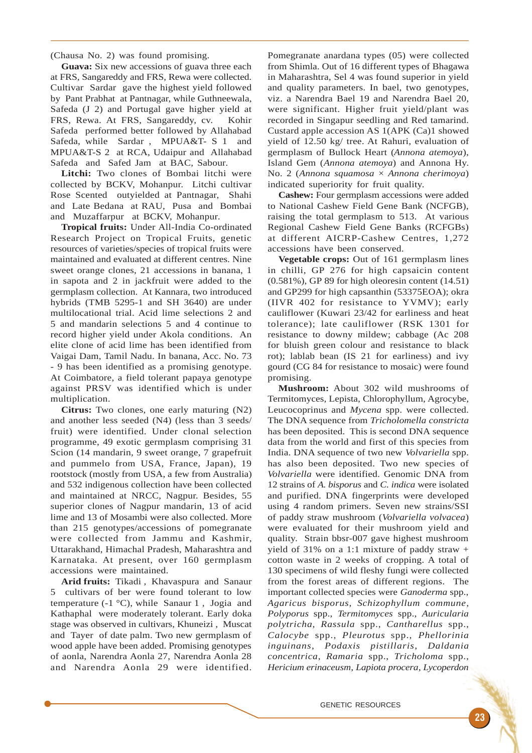(Chausa No. 2) was found promising.

**Guava:** Six new accessions of guava three each at FRS, Sangareddy and FRS, Rewa were collected. Cultivar Sardar gave the highest yield followed by Pant Prabhat at Pantnagar, while Guthneewala, Safeda (J 2) and Portugal gave higher yield at FRS, Rewa. At FRS, Sangareddy, cv. Kohir Safeda performed better followed by Allahabad Safeda, while Sardar , MPUA&T- S 1 and MPUA&T-S 2 at RCA, Udaipur and Allahabad Safeda and Safed Jam at BAC, Sabour.

**Litchi:** Two clones of Bombai litchi were collected by BCKV, Mohanpur. Litchi cultivar Rose Scented outyielded at Pantnagar, Shahi and Late Bedana at RAU, Pusa and Bombai and Muzaffarpur at BCKV, Mohanpur.

**Tropical fruits:** Under All-India Co-ordinated Research Project on Tropical Fruits, genetic resources of varieties/species of tropical fruits were maintained and evaluated at different centres. Nine sweet orange clones, 21 accessions in banana, 1 in sapota and 2 in jackfruit were added to the germplasm collection. At Kannara, two introduced hybrids (TMB 5295-1 and SH 3640) are under multilocational trial. Acid lime selections 2 and 5 and mandarin selections 5 and 4 continue to record higher yield under Akola conditions. An elite clone of acid lime has been identified from Vaigai Dam, Tamil Nadu. In banana, Acc. No. 73 - 9 has been identified as a promising genotype. At Coimbatore, a field tolerant papaya genotype against PRSV was identified which is under multiplication.

**Citrus:** Two clones, one early maturing (N2) and another less seeded (N4) (less than 3 seeds/ fruit) were identified. Under clonal selection programme, 49 exotic germplasm comprising 31 Scion (14 mandarin, 9 sweet orange, 7 grapefruit and pummelo from USA, France, Japan), 19 rootstock (mostly from USA, a few from Australia) and 532 indigenous collection have been collected and maintained at NRCC, Nagpur. Besides, 55 superior clones of Nagpur mandarin, 13 of acid lime and 13 of Mosambi were also collected. More than 215 genotypes/accessions of pomegranate were collected from Jammu and Kashmir, Uttarakhand, Himachal Pradesh, Maharashtra and Karnataka. At present, over 160 germplasm accessions were maintained.

**Arid fruits:** Tikadi , Khavaspura and Sanaur 5 cultivars of ber were found tolerant to low temperature (-1 °C), while Sanaur 1 , Jogia and Kathaphal were moderately tolerant. Early doka stage was observed in cultivars, Khuneizi , Muscat and Tayer of date palm. Two new germplasm of wood apple have been added. Promising genotypes of aonla, Narendra Aonla 27, Narendra Aonla 28 and Narendra Aonla 29 were identified. Pomegranate anardana types (05) were collected from Shimla. Out of 16 different types of Bhagawa in Maharashtra, Sel 4 was found superior in yield and quality parameters. In bael, two genotypes, viz. a Narendra Bael 19 and Narendra Bael 20, were significant. Higher fruit yield/plant was recorded in Singapur seedling and Red tamarind. Custard apple accession AS 1(APK (Ca)1 showed yield of 12.50 kg/ tree. At Rahuri, evaluation of germplasm of Bullock Heart (*Annona atemoya*), Island Gem (*Annona atemoya*) and Annona Hy. No. 2 (*Annona squamosa* × *Annona cherimoya*) indicated superiority for fruit quality.

**Cashew:** Four germplasm accessions were added to National Cashew Field Gene Bank (NCFGB), raising the total germplasm to 513. At various Regional Cashew Field Gene Banks (RCFGBs) at different AICRP-Cashew Centres, 1,272 accessions have been conserved.

**Vegetable crops:** Out of 161 germplasm lines in chilli, GP 276 for high capsaicin content (0.581%), GP 89 for high oleoresin content (14.51) and GP299 for high capsanthin (53375EOA); okra (IIVR 402 for resistance to YVMV); early cauliflower (Kuwari 23/42 for earliness and heat tolerance); late cauliflower (RSK 1301 for resistance to downy mildew; cabbage (Ac 208 for bluish green colour and resistance to black rot); lablab bean (IS 21 for earliness) and ivy gourd (CG 84 for resistance to mosaic) were found promising.

**Mushroom:** About 302 wild mushrooms of Termitomyces, Lepista, Chlorophyllum, Agrocybe, Leucocoprinus and *Mycena* spp. were collected. The DNA sequence from *Tricholomella constricta* has been deposited. This is second DNA sequence data from the world and first of this species from India. DNA sequence of two new *Volvariella* spp. has also been deposited. Two new species of *Volvariella* were identified. Genomic DNA from 12 strains of *A. bisporus* and *C. indica* were isolated and purified. DNA fingerprints were developed using 4 random primers. Seven new strains/SSI of paddy straw mushroom (*Volvariella volvacea*) were evaluated for their mushroom yield and quality. Strain bbsr-007 gave highest mushroom yield of 31% on a 1:1 mixture of paddy straw + cotton waste in 2 weeks of cropping. A total of 130 specimens of wild fleshy fungi were collected from the forest areas of different regions. The important collected species were *Ganoderma* spp., *Agaricus bisporus*, *Schizophyllum commune*, *Polyporus* spp., *Termitomyces* spp., *Auricularia polytricha*, *Rassula* spp., *Cantharellus* spp., *Calocybe* spp., *Pleurotus* spp., *Phellorinia inguinans*, *Podaxis pistillaris*, *Daldania concentrica*, *Ramaria* spp., *Tricholoma* spp., *Hericium erinaceusm*, *Lapiota procera*, *Lycoperdon*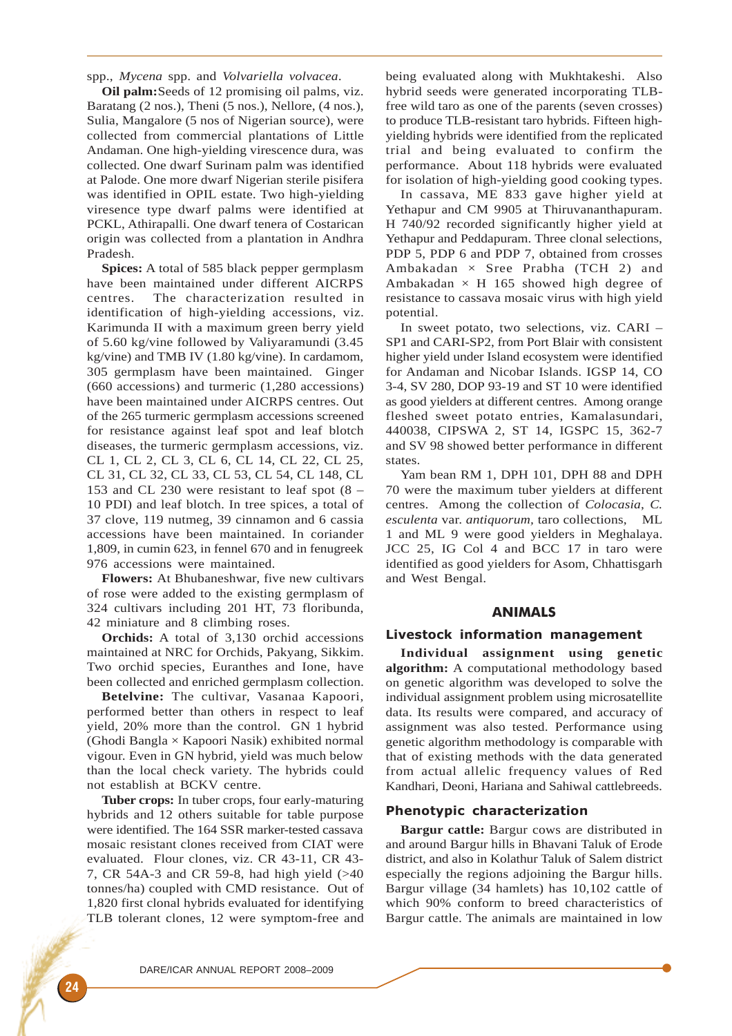spp., *Mycena* spp. and *Volvariella volvacea*.

**Oil palm:** Seeds of 12 promising oil palms, viz. Baratang (2 nos.), Theni (5 nos.), Nellore, (4 nos.), Sulia, Mangalore (5 nos of Nigerian source), were collected from commercial plantations of Little Andaman. One high-yielding virescence dura, was collected. One dwarf Surinam palm was identified at Palode. One more dwarf Nigerian sterile pisifera was identified in OPIL estate. Two high-yielding viresence type dwarf palms were identified at PCKL, Athirapalli. One dwarf tenera of Costarican origin was collected from a plantation in Andhra Pradesh.

**Spices:** A total of 585 black pepper germplasm have been maintained under different AICRPS centres. The characterization resulted in identification of high-yielding accessions, viz. Karimunda II with a maximum green berry yield of 5.60 kg/vine followed by Valiyaramundi (3.45 kg/vine) and TMB IV (1.80 kg/vine). In cardamom, 305 germplasm have been maintained. Ginger (660 accessions) and turmeric (1,280 accessions) have been maintained under AICRPS centres. Out of the 265 turmeric germplasm accessions screened for resistance against leaf spot and leaf blotch diseases, the turmeric germplasm accessions, viz. CL 1, CL 2, CL 3, CL 6, CL 14, CL 22, CL 25, CL 31, CL 32, CL 33, CL 53, CL 54, CL 148, CL 153 and CL 230 were resistant to leaf spot (8 – 10 PDI) and leaf blotch. In tree spices, a total of 37 clove, 119 nutmeg, 39 cinnamon and 6 cassia accessions have been maintained. In coriander 1,809, in cumin 623, in fennel 670 and in fenugreek 976 accessions were maintained.

**Flowers:** At Bhubaneshwar, five new cultivars of rose were added to the existing germplasm of 324 cultivars including 201 HT, 73 floribunda, 42 miniature and 8 climbing roses.

**Orchids:** A total of 3,130 orchid accessions maintained at NRC for Orchids, Pakyang, Sikkim. Two orchid species, Euranthes and Ione, have been collected and enriched germplasm collection.

**Betelvine:** The cultivar, Vasanaa Kapoori, performed better than others in respect to leaf yield, 20% more than the control. GN 1 hybrid (Ghodi Bangla × Kapoori Nasik) exhibited normal vigour. Even in GN hybrid, yield was much below than the local check variety. The hybrids could not establish at BCKV centre.

**Tuber crops:** In tuber crops, four early-maturing hybrids and 12 others suitable for table purpose were identified. The 164 SSR marker-tested cassava mosaic resistant clones received from CIAT were evaluated. Flour clones, viz. CR 43-11, CR 43-7, CR 54A-3 and CR 59-8, had high yield (>40 tonnes/ha) coupled with CMD resistance. Out of 1,820 first clonal hybrids evaluated for identifying TLB tolerant clones, 12 were symptom-free and being evaluated along with Mukhtakeshi. Also hybrid seeds were generated incorporating TLB-free wild taro as one of the parents (seven crosses) to produce TLB-resistant taro hybrids. Fifteen high-yielding hybrids were identified from the replicated trial and being evaluated to confirm the performance. About 118 hybrids were evaluated for isolation of high-yielding good cooking types.

In cassava, ME 833 gave higher yield at Yethapur and CM 9905 at Thiruvananthapuram. H 740/92 recorded significantly higher yield at Yethapur and Peddapuram. Three clonal selections, PDP 5, PDP 6 and PDP 7, obtained from crosses Ambakadan × Sree Prabha (TCH 2) and Ambakadan × H 165 showed high degree of resistance to cassava mosaic virus with high yield potential.

In sweet potato, two selections, viz. CARI – SP1 and CARI-SP2, from Port Blair with consistent higher yield under Island ecosystem were identified for Andaman and Nicobar Islands. IGSP 14, CO 3-4, SV 280, DOP 93-19 and ST 10 were identified as good yielders at different centres. Among orange fleshed sweet potato entries, Kamalasundari, 440038, CIPSWA 2, ST 14, IGSPC 15, 362-7 and SV 98 showed better performance in different states.

Yam bean RM 1, DPH 101, DPH 88 and DPH 70 were the maximum tuber yielders at different centres. Among the collection of *Colocasia*, *C. esculenta* var. *antiquorum*, taro collections, ML 1 and ML 9 were good yielders in Meghalaya. JCC 25, IG Col 4 and BCC 17 in taro were identified as good yielders for Asom, Chhattisgarh and West Bengal.

## ANIMALS

### Livestock information management

**Individual assignment using genetic algorithm:** A computational methodology based on genetic algorithm was developed to solve the individual assignment problem using microsatellite data. Its results were compared, and accuracy of assignment was also tested. Performance using genetic algorithm methodology is comparable with that of existing methods with the data generated from actual allelic frequency values of Red Kandhari, Deoni, Hariana and Sahiwal cattlebreeds.

### Phenotypic characterization

**Bargur cattle:** Bargur cows are distributed in and around Bargur hills in Bhavani Taluk of Erode district, and also in Kolathur Taluk of Salem district especially the regions adjoining the Bargur hills. Bargur village (34 hamlets) has 10,102 cattle of which 90% conform to breed characteristics of Bargur cattle. The animals are maintained in low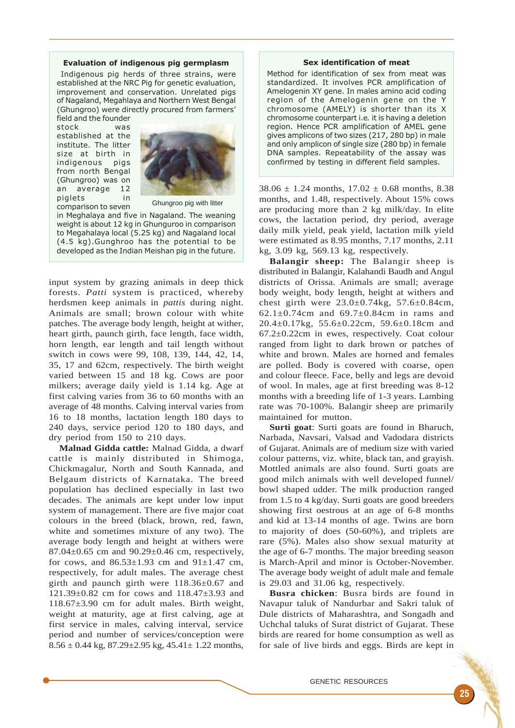### Evaluation of indigenous pig germplasm

Indigenous pig herds of three strains, were established at the NRC Pig for genetic evaluation, improvement and conservation. Unrelated pigs of Nagaland, Megahlaya and Northern West Bengal (Ghungroo) were directly procured from farmers' field and the founder stock was established at the institute. The litter size at birth in indigenous pigs from north Bengal (Ghungroo) was on an average 12 piglets in comparison to seven in Meghalaya and five in Nagaland. The weaning weight is about 12 kg in Ghunguroo in comparison to Megahalaya local (5.25 kg) and Nagaland local (4.5 kg).Gunghroo has the potential to be developed as the Indian Meishan pig in the future.

Ghungroo pig with litter

input system by grazing animals in deep thick forests. *Patti* system is practiced, whereby herdsmen keep animals in *pattis* during night. Animals are small; brown colour with white patches. The average body length, height at wither, heart girth, paunch girth, face length, face width, horn length, ear length and tail length without switch in cows were 99, 108, 139, 144, 42, 14, 35, 17 and 62cm, respectively. The birth weight varied between 15 and 18 kg. Cows are poor milkers; average daily yield is 1.14 kg. Age at first calving varies from 36 to 60 months with an average of 48 months. Calving interval varies from 16 to 18 months, lactation length 180 days to 240 days, service period 120 to 180 days, and dry period from 150 to 210 days.

**Malnad Gidda cattle:** Malnad Gidda, a dwarf cattle is mainly distributed in Shimoga, Chickmagalur, North and South Kannada, and Belgaum districts of Karnataka. The breed population has declined especially in last two decades. The animals are kept under low input system of management. There are five major coat colours in the breed (black, brown, red, fawn, white and sometimes mixture of any two). The average body length and height at withers were 87.04±0.65 cm and 90.29±0.46 cm, respectively, for cows, and 86.53±1.93 cm and 91±1.47 cm, respectively, for adult males. The average chest girth and paunch girth were 118.36±0.67 and 121.39±0.82 cm for cows and 118.47±3.93 and 118.67±3.90 cm for adult males. Birth weight, weight at maturity, age at first calving, age at first service in males, calving interval, service period and number of services/conception were 8.56 ± 0.44 kg, 87.29±2.95 kg, 45.41± 1.22 months, 38.06 ± 1.24 months, 17.02 ± 0.68 months, 8.38 months, and 1.48, respectively. About 15% cows are producing more than 2 kg milk/day. In elite cows, the lactation period, dry period, average daily milk yield, peak yield, lactation milk yield were estimated as 8.95 months, 7.17 months, 2.11 kg, 3.09 kg, 569.13 kg, respectively.

### Sex identification of meat

Method for identification of sex from meat was standardized. It involves PCR amplification of Amelogenin XY gene. In males amino acid coding region of the Amelogenin gene on the Y chromosome (AMELY) is shorter than its X chromosome counterpart i.e. it is having a deletion region. Hence PCR amplification of AMEL gene gives amplicons of two sizes (217, 280 bp) in male and only amplicon of single size (280 bp) in female DNA samples. Repeatability of the assay was confirmed by testing in different field samples.

**Balangir sheep:** The Balangir sheep is distributed in Balangir, Kalahandi Baudh and Angul districts of Orissa. Animals are small; average body weight, body length, height at withers and chest girth were 23.0±0.74kg, 57.6±0.84cm, 62.1±0.74cm and 69.7±0.84cm in rams and 20.4±0.17kg, 55.6±0.22cm, 59.6±0.18cm and 67.2±0.22cm in ewes, respectively. Coat colour ranged from light to dark brown or patches of white and brown. Males are horned and females are polled. Body is covered with coarse, open and colour fleece. Face, belly and legs are devoid of wool. In males, age at first breeding was 8-12 months with a breeding life of 1-3 years. Lambing rate was 70-100%. Balangir sheep are primarily maintained for mutton.

**Surti goat**: Surti goats are found in Bharuch, Narbada, Navsari, Valsad and Vadodara districts of Gujarat. Animals are of medium size with varied colour patterns, viz. white, black tan, and grayish. Mottled animals are also found. Surti goats are good milch animals with well developed funnel/ bowl shaped udder. The milk production ranged from 1.5 to 4 kg/day. Surti goats are good breeders showing first oestrous at an age of 6-8 months and kid at 13-14 months of age. Twins are born to majority of does (50-60%), and triplets are rare (5%). Males also show sexual maturity at the age of 6-7 months. The major breeding season is March-April and minor is October-November. The average body weight of adult male and female is 29.03 and 31.06 kg, respectively.

**Busra chicken**: Busra birds are found in Navapur taluk of Nandurbar and Sakri taluk of Dule districts of Maharashtra, and Songadh and Uchchal taluks of Surat district of Gujarat. These birds are reared for home consumption as well as for sale of live birds and eggs. Birds are kept in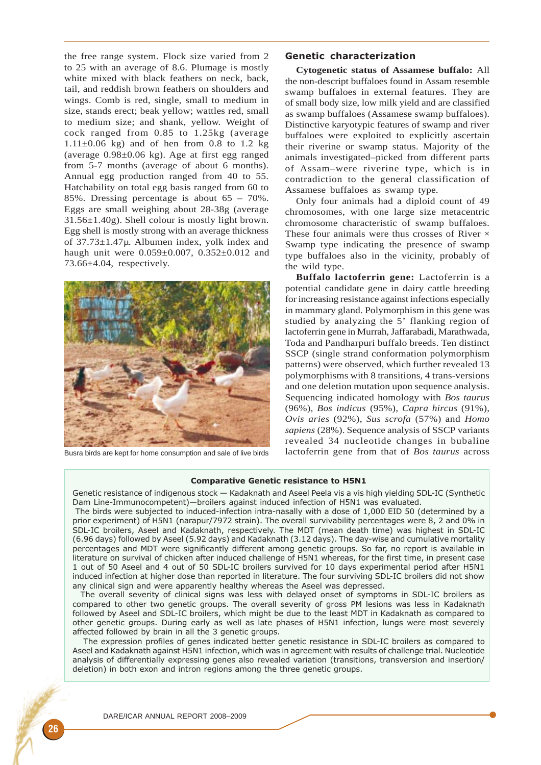the free range system. Flock size varied from 2 to 25 with an average of 8.6. Plumage is mostly white mixed with black feathers on neck, back, tail, and reddish brown feathers on shoulders and wings. Comb is red, single, small to medium in size, stands erect; beak yellow; wattles red, small to medium size; and shank, yellow. Weight of cock ranged from 0.85 to 1.25kg (average 1.11±0.06 kg) and of hen from 0.8 to 1.2 kg (average 0.98±0.06 kg). Age at first egg ranged from 5-7 months (average of about 6 months). Annual egg production ranged from 40 to 55. Hatchability on total egg basis ranged from 60 to 85%. Dressing percentage is about 65 – 70%. Eggs are small weighing about 28-38g (average 31.56±1.40g). Shell colour is mostly light brown. Egg shell is mostly strong with an average thickness of 37.73±1.47µ. Albumen index, yolk index and haugh unit were 0.059±0.007, 0.352±0.012 and 73.66±4.04, respectively.

Busra birds are kept for home consumption and sale of live birds

## Genetic characterization

**Cytogenetic status of Assamese buffalo:** All the non-descript buffaloes found in Assam resemble swamp buffaloes in external features. They are of small body size, low milk yield and are classified as swamp buffaloes (Assamese swamp buffaloes). Distinctive karyotypic features of swamp and river buffaloes were exploited to explicitly ascertain their riverine or swamp status. Majority of the animals investigated–picked from different parts of Assam–were riverine type, which is in contradiction to the general classification of Assamese buffaloes as swamp type.

Only four animals had a diploid count of 49 chromosomes, with one large size metacentric chromosome characteristic of swamp buffaloes. These four animals were thus crosses of River × Swamp type indicating the presence of swamp type buffaloes also in the vicinity, probably of the wild type.

**Buffalo lactoferrin gene:** Lactoferrin is a potential candidate gene in dairy cattle breeding for increasing resistance against infections especially in mammary gland. Polymorphism in this gene was studied by analyzing the 5' flanking region of lactoferrin gene in Murrah, Jaffarabadi, Marathwada, Toda and Pandharpuri buffalo breeds. Ten distinct SSCP (single strand conformation polymorphism patterns) were observed, which further revealed 13 polymorphisms with 8 transitions, 4 trans-versions and one deletion mutation upon sequence analysis. Sequencing indicated homology with *Bos taurus* (96%), *Bos indicus* (95%), *Capra hircus* (91%), *Ovis aries* (92%), *Sus scrofa* (57%) and *Homo sapiens* (28%). Sequence analysis of SSCP variants revealed 34 nucleotide changes in bubaline lactoferrin gene from that of *Bos taurus* across

**Comparative Genetic resistance to H5N1**

Genetic resistance of indigenous stock — Kadaknath and Aseel Peela vis a vis high yielding SDL-IC (Synthetic Dam Line-Immunocompetent)—broilers against induced infection of H5N1 was evaluated.

The birds were subjected to induced-infection intra-nasally with a dose of 1,000 EID 50 (determined by a prior experiment) of H5N1 (narapur/7972 strain). The overall survivability percentages were 8, 2 and 0% in SDL-IC broilers, Aseel and Kadaknath, respectively. The MDT (mean death time) was highest in SDL-IC (6.96 days) followed by Aseel (5.92 days) and Kadaknath (3.12 days). The day-wise and cumulative mortality percentages and MDT were significantly different among genetic groups. So far, no report is available in literature on survival of chicken after induced challenge of H5N1 whereas, for the first time, in present case 1 out of 50 Aseel and 4 out of 50 SDL-IC broilers survived for 10 days experimental period after H5N1 induced infection at higher dose than reported in literature. The four surviving SDL-IC broilers did not show any clinical sign and were apparently healthy whereas the Aseel was depressed.

The overall severity of clinical signs was less with delayed onset of symptoms in SDL-IC broilers as compared to other two genetic groups. The overall severity of gross PM lesions was less in Kadaknath followed by Aseel and SDL-IC broilers, which might be due to the least MDT in Kadaknath as compared to other genetic groups. During early as well as late phases of H5N1 infection, lungs were most severely affected followed by brain in all the 3 genetic groups.

The expression profiles of genes indicated better genetic resistance in SDL-IC broilers as compared to Aseel and Kadaknath against H5N1 infection, which was in agreement with results of challenge trial. Nucleotide analysis of differentially expressing genes also revealed variation (transitions, transversion and insertion/deletion) in both exon and intron regions among the three genetic groups.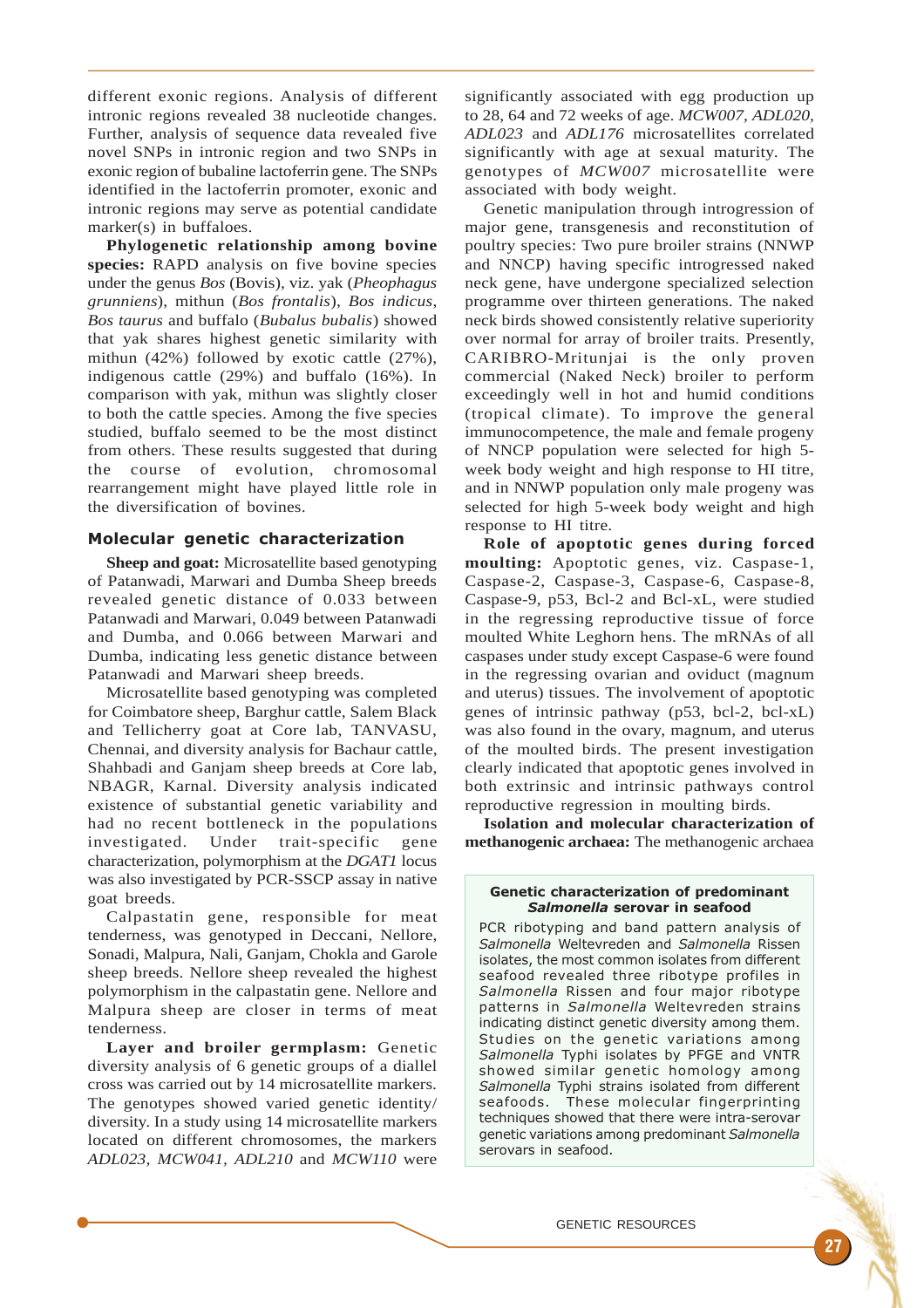different exonic regions. Analysis of different intronic regions revealed 38 nucleotide changes. Further, analysis of sequence data revealed five novel SNPs in intronic region and two SNPs in exonic region of bubaline lactoferrin gene. The SNPs identified in the lactoferrin promoter, exonic and intronic regions may serve as potential candidate marker(s) in buffaloes.

**Phylogenetic relationship among bovine species:** RAPD analysis on five bovine species under the genus *Bos* (Bovis), viz. yak (*Pheophagus grunniens*), mithun (*Bos frontalis*), *Bos indicus*, *Bos taurus* and buffalo (*Bubalus bubalis*) showed that yak shares highest genetic similarity with mithun (42%) followed by exotic cattle (27%), indigenous cattle (29%) and buffalo (16%). In comparison with yak, mithun was slightly closer to both the cattle species. Among the five species studied, buffalo seemed to be the most distinct from others. These results suggested that during the course of evolution, chromosomal rearrangement might have played little role in the diversification of bovines.

## Molecular genetic characterization

**Sheep and goat:** Microsatellite based genotyping of Patanwadi, Marwari and Dumba Sheep breeds revealed genetic distance of 0.033 between Patanwadi and Marwari, 0.049 between Patanwadi and Dumba, and 0.066 between Marwari and Dumba, indicating less genetic distance between Patanwadi and Marwari sheep breeds.

Microsatellite based genotyping was completed for Coimbatore sheep, Barghur cattle, Salem Black and Tellicherry goat at Core lab, TANVASU, Chennai, and diversity analysis for Bachaur cattle, Shahbadi and Ganjam sheep breeds at Core lab, NBAGR, Karnal. Diversity analysis indicated existence of substantial genetic variability and had no recent bottleneck in the populations investigated. Under trait-specific gene characterization, polymorphism at the *DGAT1* locus was also investigated by PCR-SSCP assay in native goat breeds.

Calpastatin gene, responsible for meat tenderness, was genotyped in Deccani, Nellore, Sonadi, Malpura, Nali, Ganjam, Chokla and Garole sheep breeds. Nellore sheep revealed the highest polymorphism in the calpastatin gene. Nellore and Malpura sheep are closer in terms of meat tenderness.

**Layer and broiler germplasm:** Genetic diversity analysis of 6 genetic groups of a diallel cross was carried out by 14 microsatellite markers. The genotypes showed varied genetic identity/diversity. In a study using 14 microsatellite markers located on different chromosomes, the markers *ADL023*, *MCW041*, *ADL210* and *MCW110* were significantly associated with egg production up to 28, 64 and 72 weeks of age. *MCW007*, *ADL020*, *ADL023* and *ADL176* microsatellites correlated significantly with age at sexual maturity. The genotypes of *MCW007* microsatellite were associated with body weight.

Genetic manipulation through introgression of major gene, transgenesis and reconstitution of poultry species: Two pure broiler strains (NNWP and NNCP) having specific introgressed naked neck gene, have undergone specialized selection programme over thirteen generations. The naked neck birds showed consistently relative superiority over normal for array of broiler traits. Presently, CARIBRO-Mritunjai is the only proven commercial (Naked Neck) broiler to perform exceedingly well in hot and humid conditions (tropical climate). To improve the general immunocompetence, the male and female progeny of NNCP population were selected for high 5-week body weight and high response to HI titre, and in NNWP population only male progeny was selected for high 5-week body weight and high response to HI titre.

**Role of apoptotic genes during forced moulting:** Apoptotic genes, viz. Caspase-1, Caspase-2, Caspase-3, Caspase-6, Caspase-8, Caspase-9, p53, Bcl-2 and Bcl-xL, were studied in the regressing reproductive tissue of force moulted White Leghorn hens. The mRNAs of all caspases under study except Caspase-6 were found in the regressing ovarian and oviduct (magnum and uterus) tissues. The involvement of apoptotic genes of intrinsic pathway (p53, bcl-2, bcl-xL) was also found in the ovary, magnum, and uterus of the moulted birds. The present investigation clearly indicated that apoptotic genes involved in both extrinsic and intrinsic pathways control reproductive regression in moulting birds.

**Isolation and molecular characterization of methanogenic archaea:** The methanogenic archaea

### Genetic characterization of predominant *Salmonella* serovar in seafood

PCR ribotyping and band pattern analysis of *Salmonella* Weltevreden and *Salmonella* Rissen isolates, the most common isolates from different seafood revealed three ribotype profiles in *Salmonella* Rissen and four major ribotype patterns in *Salmonella* Weltevreden strains indicating distinct genetic diversity among them. Studies on the genetic variations among *Salmonella* Typhi isolates by PFGE and VNTR showed similar genetic homology among *Salmonella* Typhi strains isolated from different seafoods. These molecular fingerprinting techniques showed that there were intra-serovar genetic variations among predominant *Salmonella* serovars in seafood.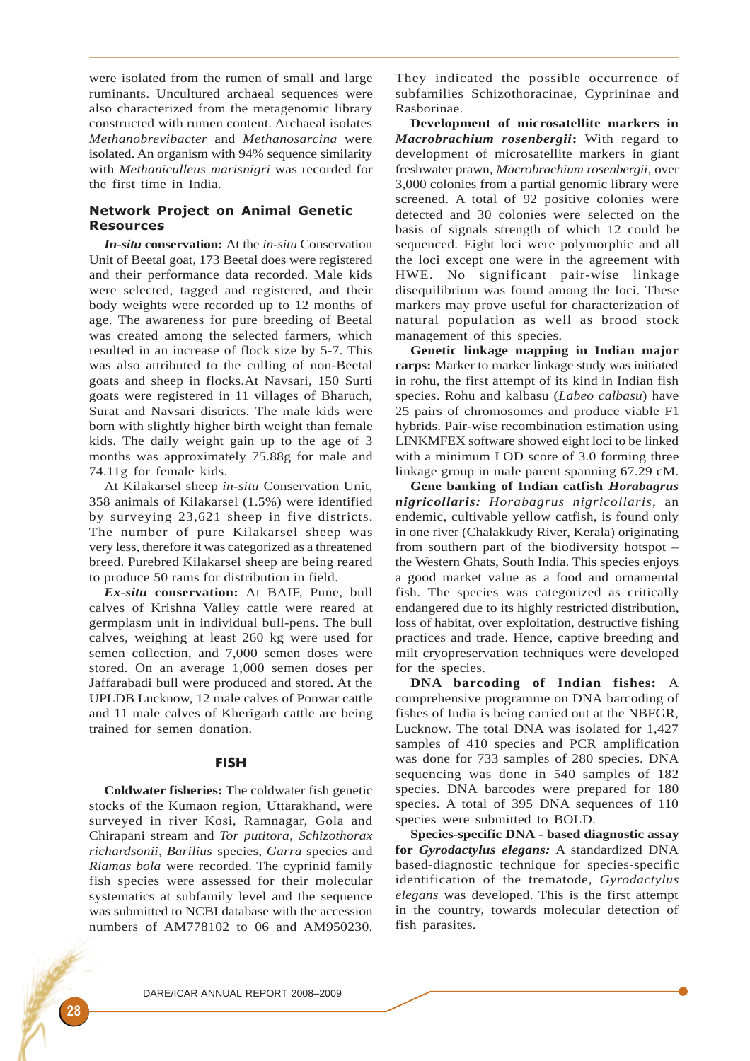were isolated from the rumen of small and large ruminants. Uncultured archaeal sequences were also characterized from the metagenomic library constructed with rumen content. Archaeal isolates *Methanobrevibacter* and *Methanosarcina* were isolated. An organism with 94% sequence similarity with *Methaniculleus marisnigri* was recorded for the first time in India.

### Network Project on Animal Genetic Resources

***In-situ* conservation:** At the *in-situ* Conservation Unit of Beetal goat, 173 Beetal does were registered and their performance data recorded. Male kids were selected, tagged and registered, and their body weights were recorded up to 12 months of age. The awareness for pure breeding of Beetal was created among the selected farmers, which resulted in an increase of flock size by 5-7. This was also attributed to the culling of non-Beetal goats and sheep in flocks.At Navsari, 150 Surti goats were registered in 11 villages of Bharuch, Surat and Navsari districts. The male kids were born with slightly higher birth weight than female kids. The daily weight gain up to the age of 3 months was approximately 75.88g for male and 74.11g for female kids.

At Kilakarsel sheep *in-situ* Conservation Unit, 358 animals of Kilakarsel (1.5%) were identified by surveying 23,621 sheep in five districts. The number of pure Kilakarsel sheep was very less, therefore it was categorized as a threatened breed. Purebred Kilakarsel sheep are being reared to produce 50 rams for distribution in field.

***Ex-situ* conservation:** At BAIF, Pune, bull calves of Krishna Valley cattle were reared at germplasm unit in individual bull-pens. The bull calves, weighing at least 260 kg were used for semen collection, and 7,000 semen doses were stored. On an average 1,000 semen doses per Jaffarabadi bull were produced and stored. At the UPLDB Lucknow, 12 male calves of Ponwar cattle and 11 male calves of Kherigarh cattle are being trained for semen donation.

## FISH

**Coldwater fisheries:** The coldwater fish genetic stocks of the Kumaon region, Uttarakhand, were surveyed in river Kosi, Ramnagar, Gola and Chirapani stream and *Tor putitora*, *Schizothorax richardsonii*, *Barilius* species, *Garra* species and *Riamas bola* were recorded. The cyprinid family fish species were assessed for their molecular systematics at subfamily level and the sequence was submitted to NCBI database with the accession numbers of AM778102 to 06 and AM950230. They indicated the possible occurrence of subfamilies Schizothoracinae, Cyprininae and Rasborinae.

**Development of microsatellite markers in *Macrobrachium rosenbergii*:** With regard to development of microsatellite markers in giant freshwater prawn, *Macrobrachium rosenbergii*, over 3,000 colonies from a partial genomic library were screened. A total of 92 positive colonies were detected and 30 colonies were selected on the basis of signals strength of which 12 could be sequenced. Eight loci were polymorphic and all the loci except one were in the agreement with HWE. No significant pair-wise linkage disequilibrium was found among the loci. These markers may prove useful for characterization of natural population as well as brood stock management of this species.

**Genetic linkage mapping in Indian major carps:** Marker to marker linkage study was initiated in rohu, the first attempt of its kind in Indian fish species. Rohu and kalbasu (*Labeo calbasu*) have 25 pairs of chromosomes and produce viable F1 hybrids. Pair-wise recombination estimation using LINKMFEX software showed eight loci to be linked with a minimum LOD score of 3.0 forming three linkage group in male parent spanning 67.29 cM.

**Gene banking of Indian catfish *Horabagrus nigricollaris*:** *Horabagrus nigricollaris*, an endemic, cultivable yellow catfish, is found only in one river (Chalakkudy River, Kerala) originating from southern part of the biodiversity hotspot – the Western Ghats, South India. This species enjoys a good market value as a food and ornamental fish. The species was categorized as critically endangered due to its highly restricted distribution, loss of habitat, over exploitation, destructive fishing practices and trade. Hence, captive breeding and milt cryopreservation techniques were developed for the species.

**DNA barcoding of Indian fishes:** A comprehensive programme on DNA barcoding of fishes of India is being carried out at the NBFGR, Lucknow. The total DNA was isolated for 1,427 samples of 410 species and PCR amplification was done for 733 samples of 280 species. DNA sequencing was done in 540 samples of 182 species. DNA barcodes were prepared for 180 species. A total of 395 DNA sequences of 110 species were submitted to BOLD.

**Species-specific DNA - based diagnostic assay for *Gyrodactylus elegans*:** A standardized DNA based-diagnostic technique for species-specific identification of the trematode, *Gyrodactylus elegans* was developed. This is the first attempt in the country, towards molecular detection of fish parasites.